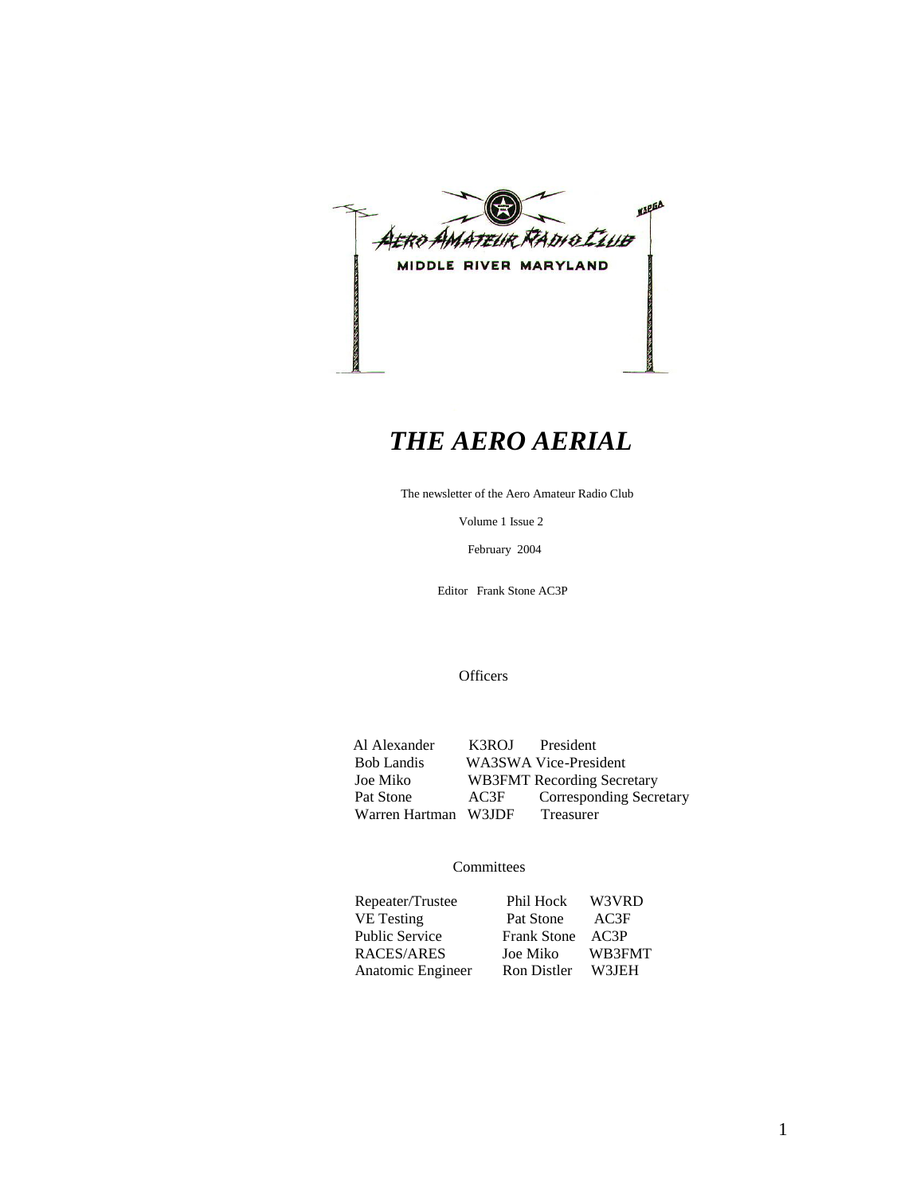# THE AERO AERIAL

The newsletter of the Aero Amateur Radio Club

Volume 1 Issue 2

February 2004

Editor Frank Stone AC3P

## Officers

| | | |
|---|---|---|
| Al Alexander | K3ROJ | President |
| Bob Landis | WA3SWA | Vice-President |
| Joe Miko | WB3FMT | Recording Secretary |
| Pat Stone | AC3F | Corresponding Secretary |
| Warren Hartman | W3JDF | Treasurer |

## Committees

| | | |
|---|---|---|
| Repeater/Trustee | Phil Hock | W3VRD |
| VE Testing | Pat Stone | AC3F |
| Public Service | Frank Stone | AC3P |
| RACES/ARES | Joe Miko | WB3FMT |
| Anatomic Engineer | Ron Distler | W3JEH |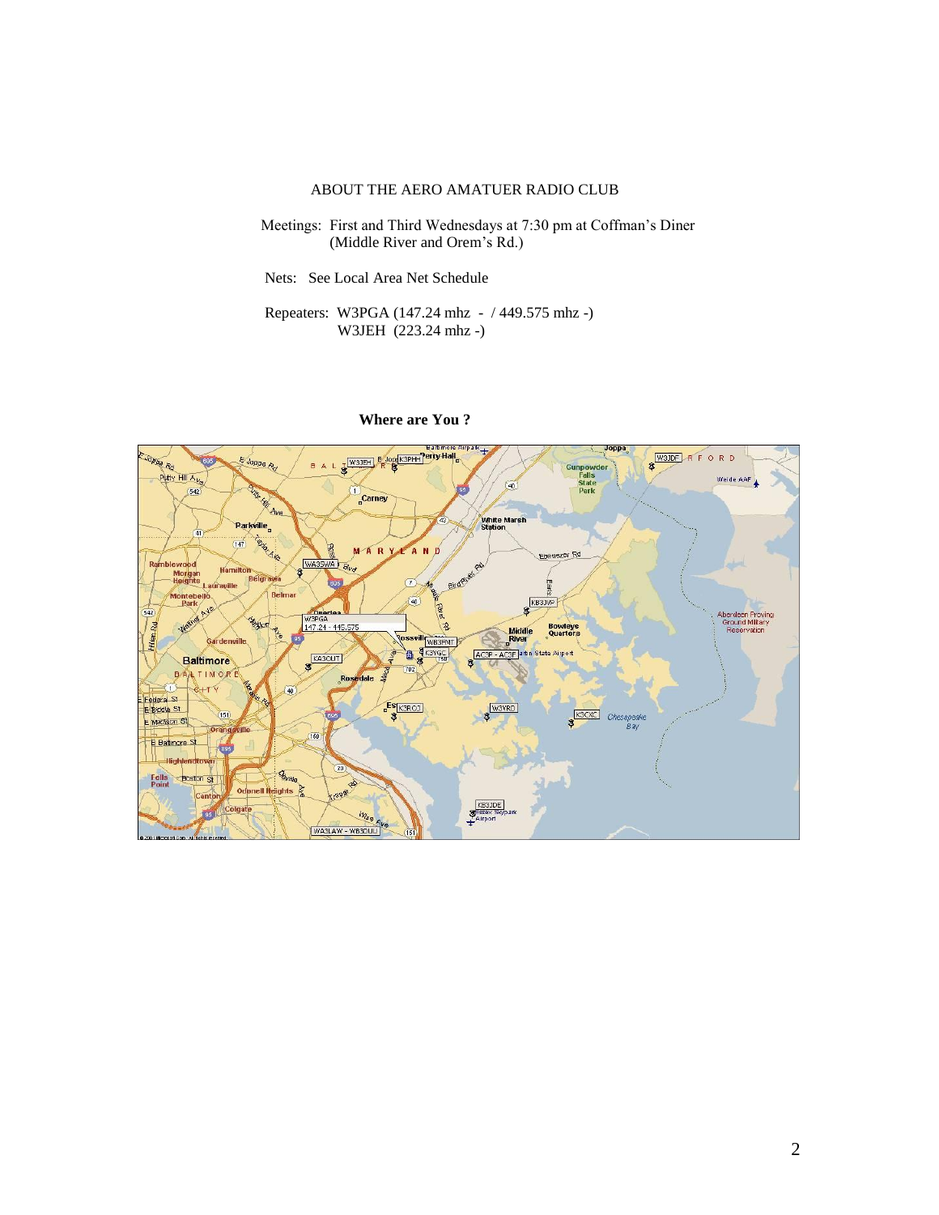ABOUT THE AERO AMATUER RADIO CLUB

Meetings: First and Third Wednesdays at 7:30 pm at Coffman's Diner (Middle River and Orem's Rd.)

Nets: See Local Area Net Schedule

Repeaters: W3PGA (147.24 mhz - / 449.575 mhz -)
W3JEH (223.24 mhz -)

**Where are You ?**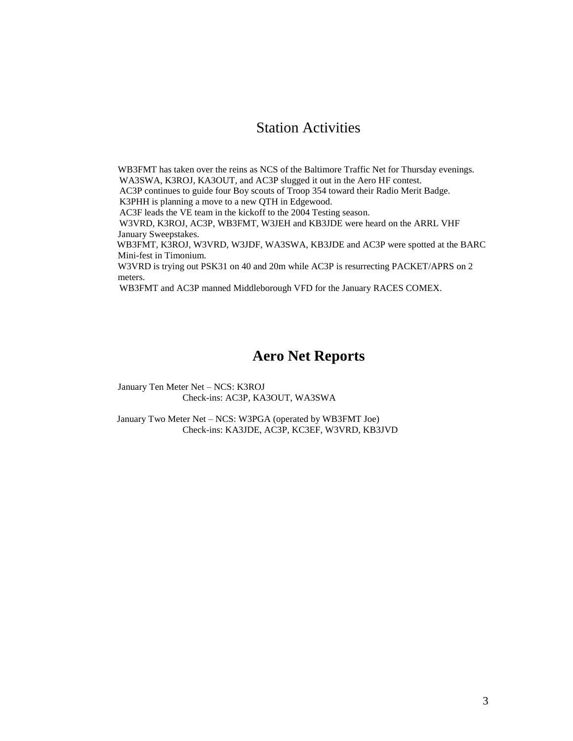## Station Activities

WB3FMT has taken over the reins as NCS of the Baltimore Traffic Net for Thursday evenings.
WA3SWA, K3ROJ, KA3OUT, and AC3P slugged it out in the Aero HF contest.
AC3P continues to guide four Boy scouts of Troop 354 toward their Radio Merit Badge.
K3PHH is planning a move to a new QTH in Edgewood.
AC3F leads the VE team in the kickoff to the 2004 Testing season.
W3VRD, K3ROJ, AC3P, WB3FMT, W3JEH and KB3JDE were heard on the ARRL VHF January Sweepstakes.
WB3FMT, K3ROJ, W3VRD, W3JDF, WA3SWA, KB3JDE and AC3P were spotted at the BARC Mini-fest in Timonium.
W3VRD is trying out PSK31 on 40 and 20m while AC3P is resurrecting PACKET/APRS on 2 meters.
WB3FMT and AC3P manned Middleborough VFD for the January RACES COMEX.

## Aero Net Reports

January Ten Meter Net – NCS: K3ROJ
Check-ins: AC3P, KA3OUT, WA3SWA

January Two Meter Net – NCS: W3PGA (operated by WB3FMT Joe)
Check-ins: KA3JDE, AC3P, KC3EF, W3VRD, KB3JVD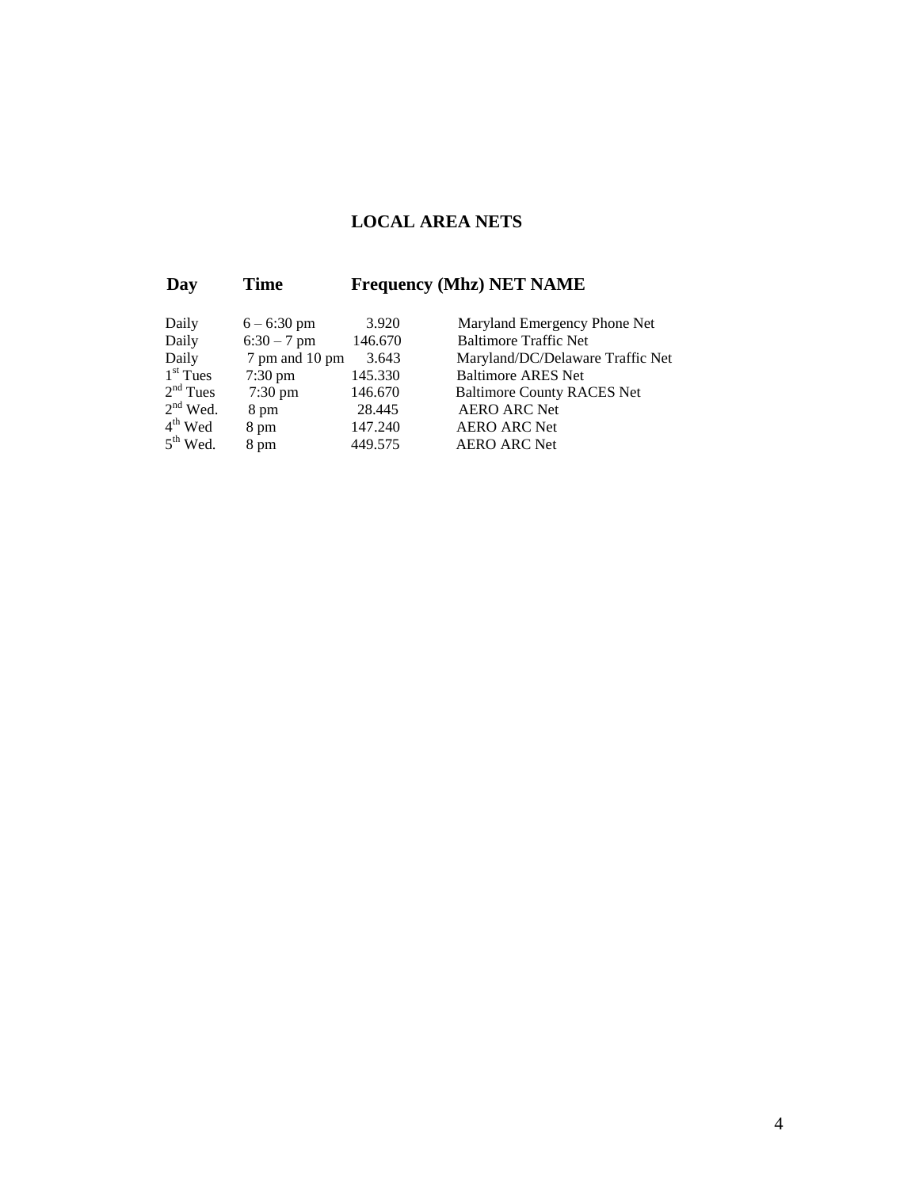## LOCAL AREA NETS

| Day | Time | Frequency (Mhz) | NET NAME |
| --- | --- | --- | --- |
| Daily | 6 – 6:30 pm | 3.920 | Maryland Emergency Phone Net |
| Daily | 6:30 – 7 pm | 146.670 | Baltimore Traffic Net |
| Daily | 7 pm and 10 pm | 3.643 | Maryland/DC/Delaware Traffic Net |
| 1st Tues | 7:30 pm | 145.330 | Baltimore ARES Net |
| 2nd Tues | 7:30 pm | 146.670 | Baltimore County RACES Net |
| 2nd Wed. | 8 pm | 28.445 | AERO ARC Net |
| 4th Wed | 8 pm | 147.240 | AERO ARC Net |
| 5th Wed. | 8 pm | 449.575 | AERO ARC Net |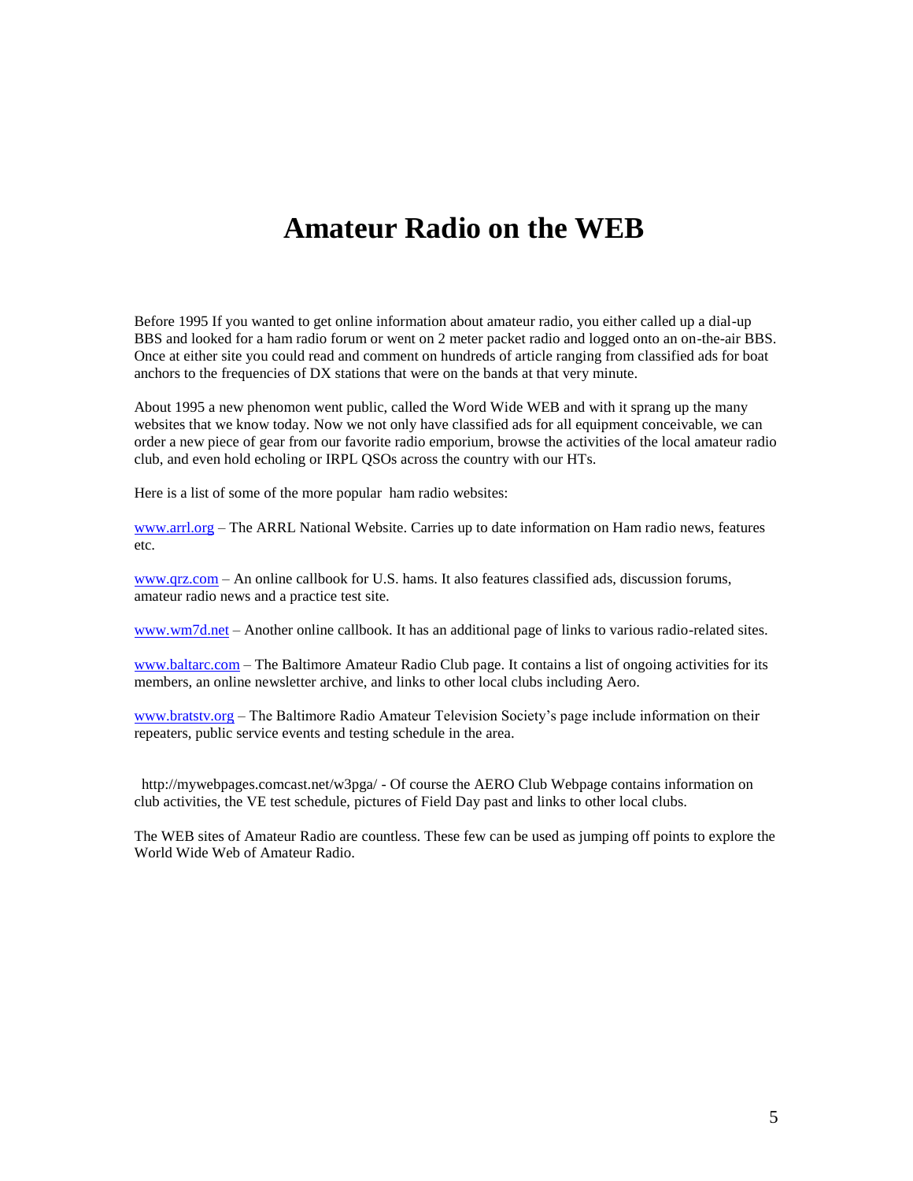# Amateur Radio on the WEB

Before 1995 If you wanted to get online information about amateur radio, you either called up a dial-up BBS and looked for a ham radio forum or went on 2 meter packet radio and logged onto an on-the-air BBS. Once at either site you could read and comment on hundreds of article ranging from classified ads for boat anchors to the frequencies of DX stations that were on the bands at that very minute.

About 1995 a new phenomon went public, called the Word Wide WEB and with it sprang up the many websites that we know today. Now we not only have classified ads for all equipment conceivable, we can order a new piece of gear from our favorite radio emporium, browse the activities of the local amateur radio club, and even hold echoling or IRPL QSOs across the country with our HTs.

Here is a list of some of the more popular ham radio websites:

www.arrl.org – The ARRL National Website. Carries up to date information on Ham radio news, features etc.

www.qrz.com – An online callbook for U.S. hams. It also features classified ads, discussion forums, amateur radio news and a practice test site.

www.wm7d.net – Another online callbook. It has an additional page of links to various radio-related sites.

www.baltarc.com – The Baltimore Amateur Radio Club page. It contains a list of ongoing activities for its members, an online newsletter archive, and links to other local clubs including Aero.

www.bratstv.org – The Baltimore Radio Amateur Television Society's page include information on their repeaters, public service events and testing schedule in the area.

http://mywebpages.comcast.net/w3pga/ - Of course the AERO Club Webpage contains information on club activities, the VE test schedule, pictures of Field Day past and links to other local clubs.

The WEB sites of Amateur Radio are countless. These few can be used as jumping off points to explore the World Wide Web of Amateur Radio.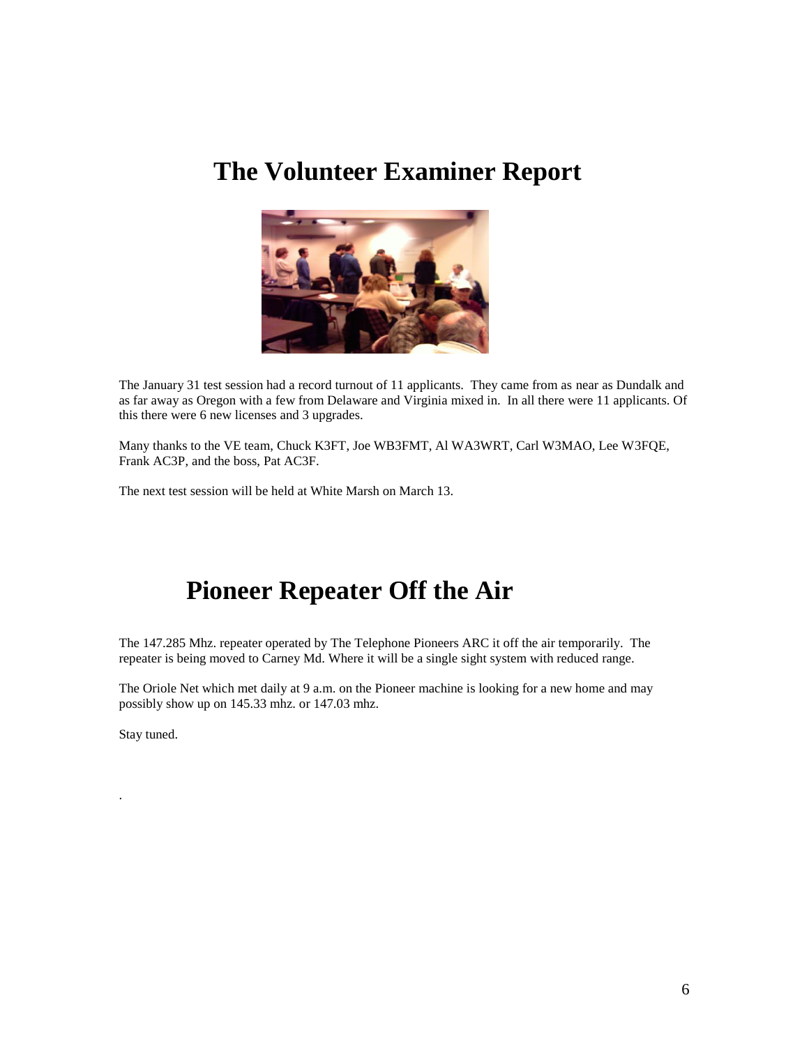# The Volunteer Examiner Report

The January 31 test session had a record turnout of 11 applicants. They came from as near as Dundalk and as far away as Oregon with a few from Delaware and Virginia mixed in. In all there were 11 applicants. Of this there were 6 new licenses and 3 upgrades.

Many thanks to the VE team, Chuck K3FT, Joe WB3FMT, Al WA3WRT, Carl W3MAO, Lee W3FQE, Frank AC3P, and the boss, Pat AC3F.

The next test session will be held at White Marsh on March 13.

# Pioneer Repeater Off the Air

The 147.285 Mhz. repeater operated by The Telephone Pioneers ARC it off the air temporarily. The repeater is being moved to Carney Md. Where it will be a single sight system with reduced range.

The Oriole Net which met daily at 9 a.m. on the Pioneer machine is looking for a new home and may possibly show up on 145.33 mhz. or 147.03 mhz.

Stay tuned.

.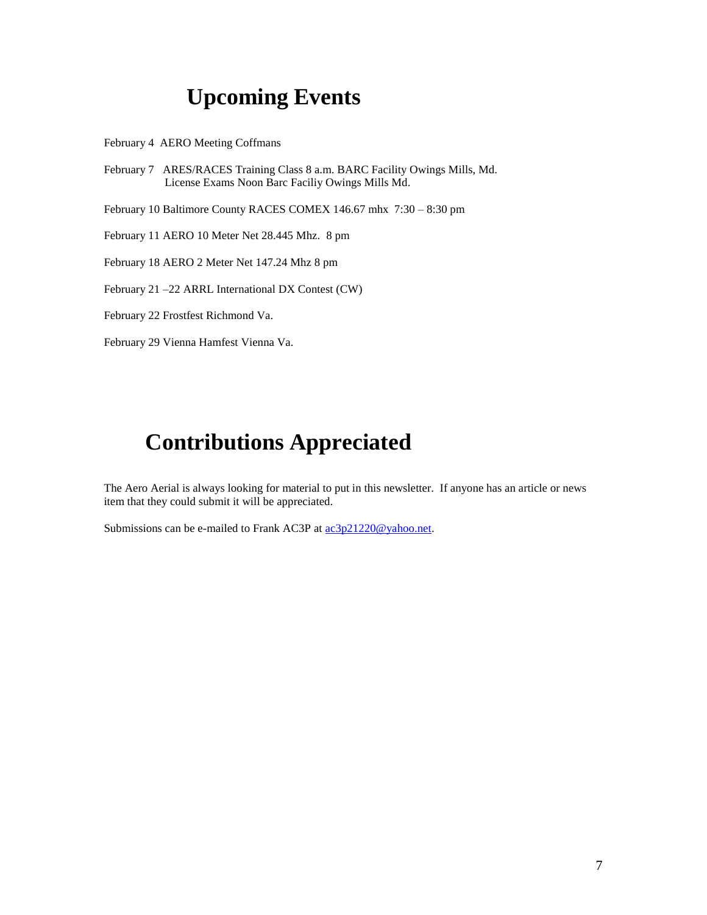# Upcoming Events

February 4 AERO Meeting Coffmans

February 7 ARES/RACES Training Class 8 a.m. BARC Facility Owings Mills, Md.
License Exams Noon Barc Faciliy Owings Mills Md.

February 10 Baltimore County RACES COMEX 146.67 mhx 7:30 – 8:30 pm

February 11 AERO 10 Meter Net 28.445 Mhz. 8 pm

February 18 AERO 2 Meter Net 147.24 Mhz 8 pm

February 21 –22 ARRL International DX Contest (CW)

February 22 Frostfest Richmond Va.

February 29 Vienna Hamfest Vienna Va.

# Contributions Appreciated

The Aero Aerial is always looking for material to put in this newsletter. If anyone has an article or news item that they could submit it will be appreciated.

Submissions can be e-mailed to Frank AC3P at ac3p21220@yahoo.net.